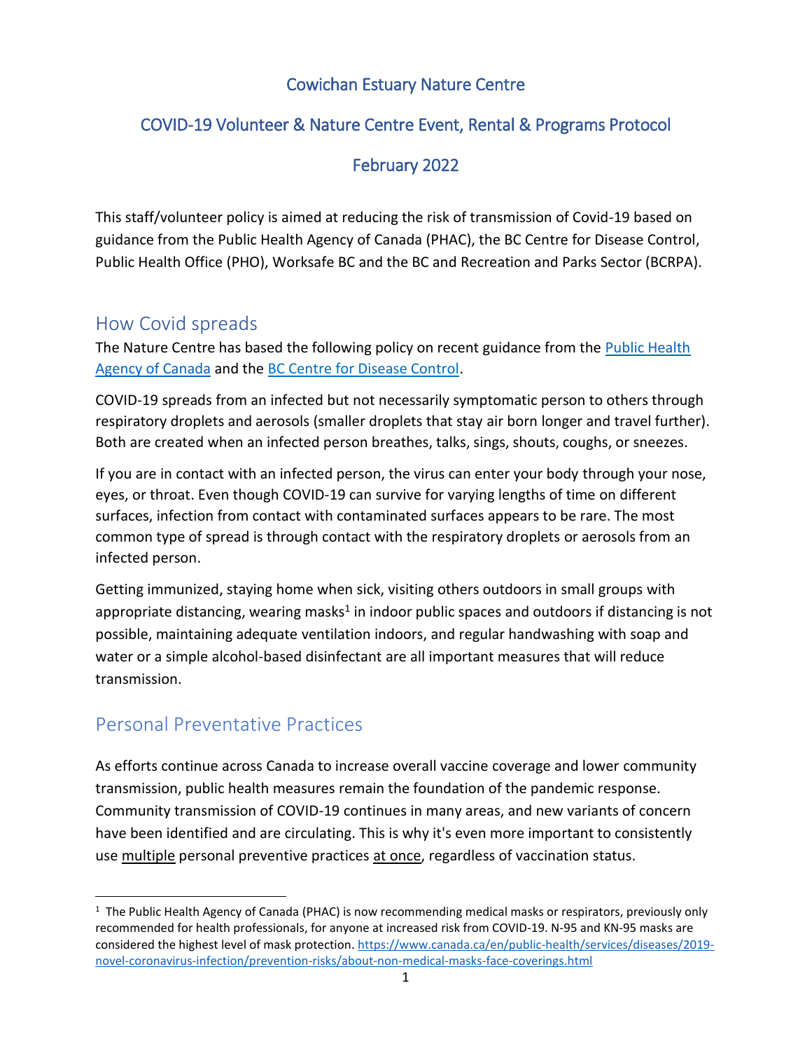# Cowichan Estuary Nature Centre

## COVID-19 Volunteer & Nature Centre Event, Rental & Programs Protocol

## February 2022

This staff/volunteer policy is aimed at reducing the risk of transmission of Covid-19 based on guidance from the Public Health Agency of Canada (PHAC), the BC Centre for Disease Control, Public Health Office (PHO), Worksafe BC and the BC and Recreation and Parks Sector (BCRPA).

## How Covid spreads

The Nature Centre has based the following policy on recent guidance from the Public Health Agency of Canada and the BC Centre for Disease Control.

COVID-19 spreads from an infected but not necessarily symptomatic person to others through respiratory droplets and aerosols (smaller droplets that stay air born longer and travel further). Both are created when an infected person breathes, talks, sings, shouts, coughs, or sneezes.

If you are in contact with an infected person, the virus can enter your body through your nose, eyes, or throat. Even though COVID-19 can survive for varying lengths of time on different surfaces, infection from contact with contaminated surfaces appears to be rare. The most common type of spread is through contact with the respiratory droplets or aerosols from an infected person.

Getting immunized, staying home when sick, visiting others outdoors in small groups with appropriate distancing, wearing masks[1] in indoor public spaces and outdoors if distancing is not possible, maintaining adequate ventilation indoors, and regular handwashing with soap and water or a simple alcohol-based disinfectant are all important measures that will reduce transmission.

## Personal Preventative Practices

As efforts continue across Canada to increase overall vaccine coverage and lower community transmission, public health measures remain the foundation of the pandemic response. Community transmission of COVID-19 continues in many areas, and new variants of concern have been identified and are circulating. This is why it's even more important to consistently use multiple personal preventive practices at once, regardless of vaccination status.

---

[1] The Public Health Agency of Canada (PHAC) is now recommending medical masks or respirators, previously only recommended for health professionals, for anyone at increased risk from COVID-19. N-95 and KN-95 masks are considered the highest level of mask protection. https://www.canada.ca/en/public-health/services/diseases/2019-novel-coronavirus-infection/prevention-risks/about-non-medical-masks-face-coverings.html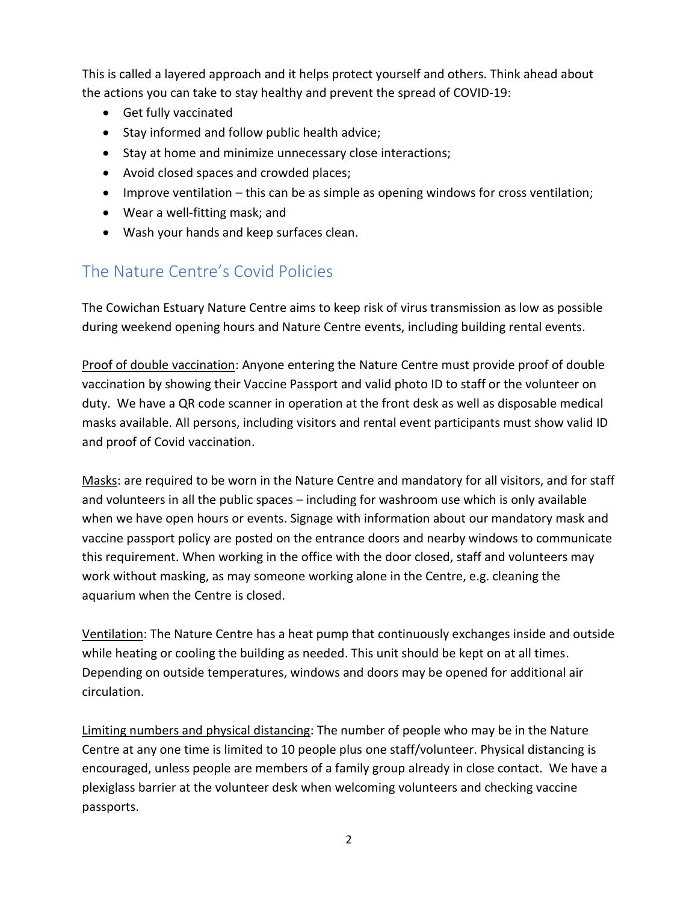This is called a layered approach and it helps protect yourself and others. Think ahead about the actions you can take to stay healthy and prevent the spread of COVID-19:

- Get fully vaccinated
- Stay informed and follow public health advice;
- Stay at home and minimize unnecessary close interactions;
- Avoid closed spaces and crowded places;
- Improve ventilation – this can be as simple as opening windows for cross ventilation;
- Wear a well-fitting mask; and
- Wash your hands and keep surfaces clean.

## The Nature Centre's Covid Policies

The Cowichan Estuary Nature Centre aims to keep risk of virus transmission as low as possible during weekend opening hours and Nature Centre events, including building rental events.

<u>Proof of double vaccination</u>: Anyone entering the Nature Centre must provide proof of double vaccination by showing their Vaccine Passport and valid photo ID to staff or the volunteer on duty. We have a QR code scanner in operation at the front desk as well as disposable medical masks available. All persons, including visitors and rental event participants must show valid ID and proof of Covid vaccination.

<u>Masks</u>: are required to be worn in the Nature Centre and mandatory for all visitors, and for staff and volunteers in all the public spaces – including for washroom use which is only available when we have open hours or events. Signage with information about our mandatory mask and vaccine passport policy are posted on the entrance doors and nearby windows to communicate this requirement. When working in the office with the door closed, staff and volunteers may work without masking, as may someone working alone in the Centre, e.g. cleaning the aquarium when the Centre is closed.

<u>Ventilation</u>: The Nature Centre has a heat pump that continuously exchanges inside and outside while heating or cooling the building as needed. This unit should be kept on at all times. Depending on outside temperatures, windows and doors may be opened for additional air circulation.

<u>Limiting numbers and physical distancing</u>: The number of people who may be in the Nature Centre at any one time is limited to 10 people plus one staff/volunteer. Physical distancing is encouraged, unless people are members of a family group already in close contact. We have a plexiglass barrier at the volunteer desk when welcoming volunteers and checking vaccine passports.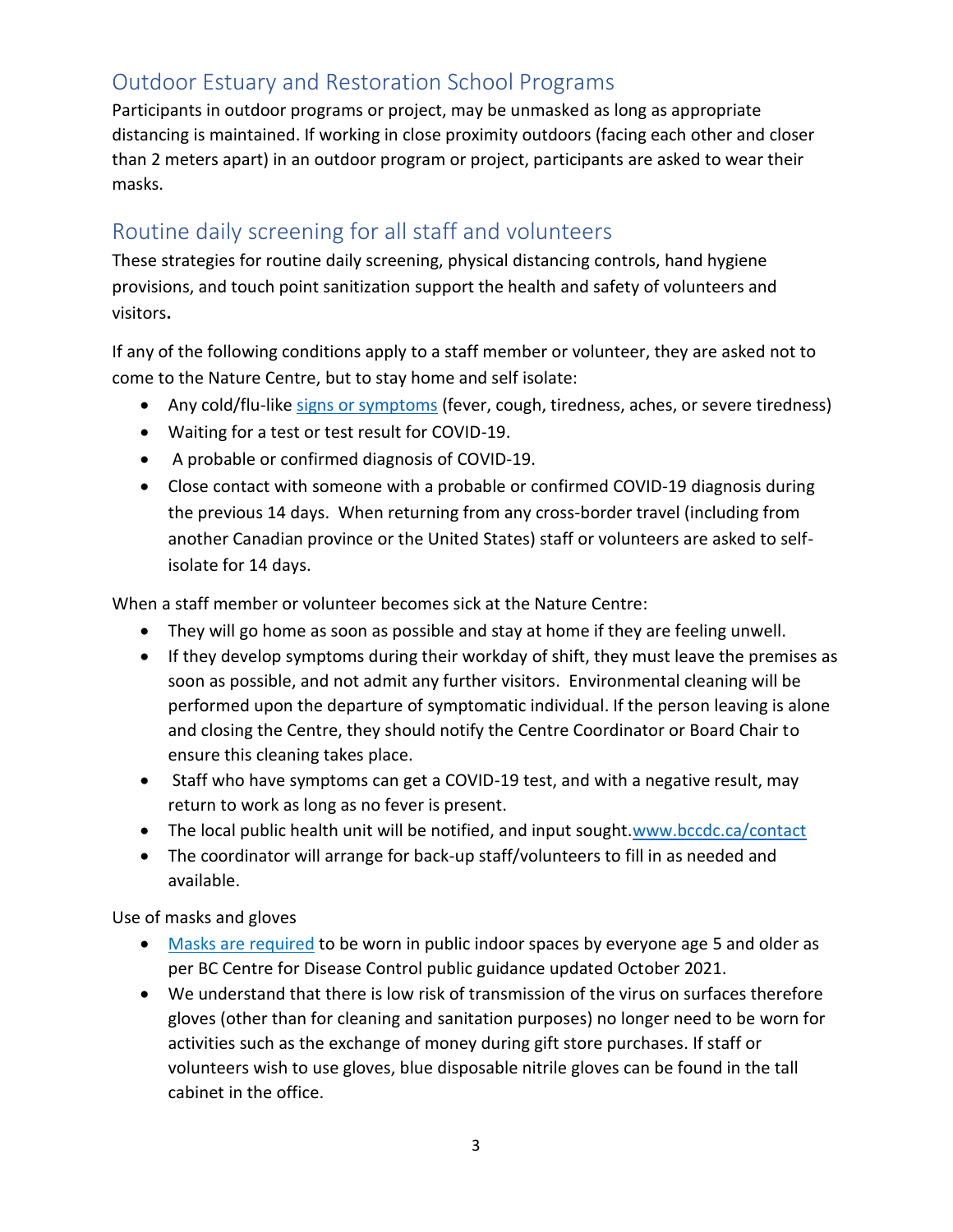## Outdoor Estuary and Restoration School Programs

Participants in outdoor programs or project, may be unmasked as long as appropriate distancing is maintained. If working in close proximity outdoors (facing each other and closer than 2 meters apart) in an outdoor program or project, participants are asked to wear their masks.

## Routine daily screening for all staff and volunteers

These strategies for routine daily screening, physical distancing controls, hand hygiene provisions, and touch point sanitization support the health and safety of volunteers and visitors**.**

If any of the following conditions apply to a staff member or volunteer, they are asked not to come to the Nature Centre, but to stay home and self isolate:

- Any cold/flu-like [signs or symptoms](signs or symptoms) (fever, cough, tiredness, aches, or severe tiredness)
- Waiting for a test or test result for COVID-19.
- A probable or confirmed diagnosis of COVID-19.
- Close contact with someone with a probable or confirmed COVID-19 diagnosis during the previous 14 days. When returning from any cross-border travel (including from another Canadian province or the United States) staff or volunteers are asked to self-isolate for 14 days.

When a staff member or volunteer becomes sick at the Nature Centre:

- They will go home as soon as possible and stay at home if they are feeling unwell.
- If they develop symptoms during their workday of shift, they must leave the premises as soon as possible, and not admit any further visitors. Environmental cleaning will be performed upon the departure of symptomatic individual. If the person leaving is alone and closing the Centre, they should notify the Centre Coordinator or Board Chair to ensure this cleaning takes place.
- Staff who have symptoms can get a COVID-19 test, and with a negative result, may return to work as long as no fever is present.
- The local public health unit will be notified, and input sought.www.bccdc.ca/contact
- The coordinator will arrange for back-up staff/volunteers to fill in as needed and available.

Use of masks and gloves

- Masks are required to be worn in public indoor spaces by everyone age 5 and older as per BC Centre for Disease Control public guidance updated October 2021.
- We understand that there is low risk of transmission of the virus on surfaces therefore gloves (other than for cleaning and sanitation purposes) no longer need to be worn for activities such as the exchange of money during gift store purchases. If staff or volunteers wish to use gloves, blue disposable nitrile gloves can be found in the tall cabinet in the office.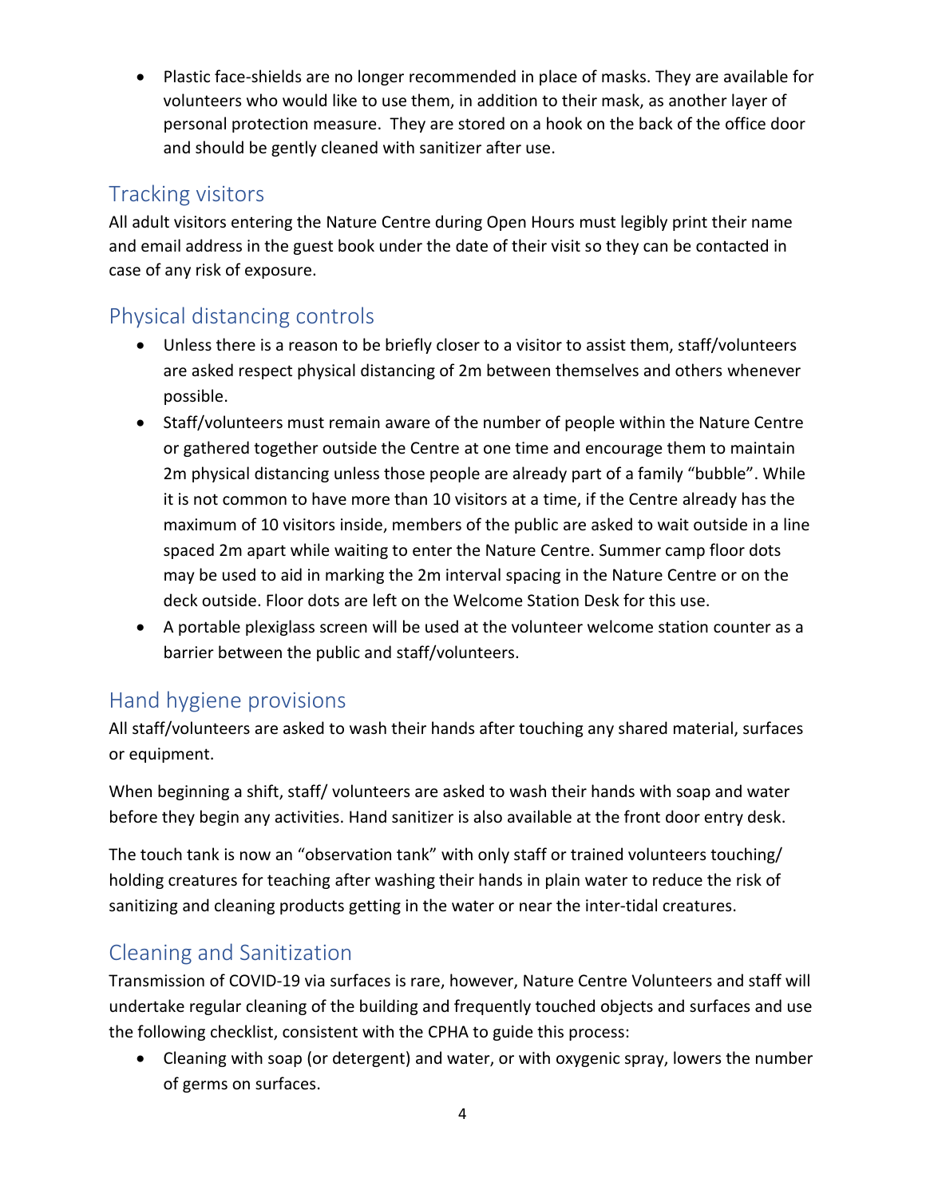- Plastic face-shields are no longer recommended in place of masks. They are available for volunteers who would like to use them, in addition to their mask, as another layer of personal protection measure. They are stored on a hook on the back of the office door and should be gently cleaned with sanitizer after use.

## Tracking visitors

All adult visitors entering the Nature Centre during Open Hours must legibly print their name and email address in the guest book under the date of their visit so they can be contacted in case of any risk of exposure.

## Physical distancing controls

- Unless there is a reason to be briefly closer to a visitor to assist them, staff/volunteers are asked respect physical distancing of 2m between themselves and others whenever possible.
- Staff/volunteers must remain aware of the number of people within the Nature Centre or gathered together outside the Centre at one time and encourage them to maintain 2m physical distancing unless those people are already part of a family "bubble". While it is not common to have more than 10 visitors at a time, if the Centre already has the maximum of 10 visitors inside, members of the public are asked to wait outside in a line spaced 2m apart while waiting to enter the Nature Centre. Summer camp floor dots may be used to aid in marking the 2m interval spacing in the Nature Centre or on the deck outside. Floor dots are left on the Welcome Station Desk for this use.
- A portable plexiglass screen will be used at the volunteer welcome station counter as a barrier between the public and staff/volunteers.

## Hand hygiene provisions

All staff/volunteers are asked to wash their hands after touching any shared material, surfaces or equipment.

When beginning a shift, staff/ volunteers are asked to wash their hands with soap and water before they begin any activities. Hand sanitizer is also available at the front door entry desk.

The touch tank is now an "observation tank" with only staff or trained volunteers touching/ holding creatures for teaching after washing their hands in plain water to reduce the risk of sanitizing and cleaning products getting in the water or near the inter-tidal creatures.

## Cleaning and Sanitization

Transmission of COVID-19 via surfaces is rare, however, Nature Centre Volunteers and staff will undertake regular cleaning of the building and frequently touched objects and surfaces and use the following checklist, consistent with the CPHA to guide this process:

- Cleaning with soap (or detergent) and water, or with oxygenic spray, lowers the number of germs on surfaces.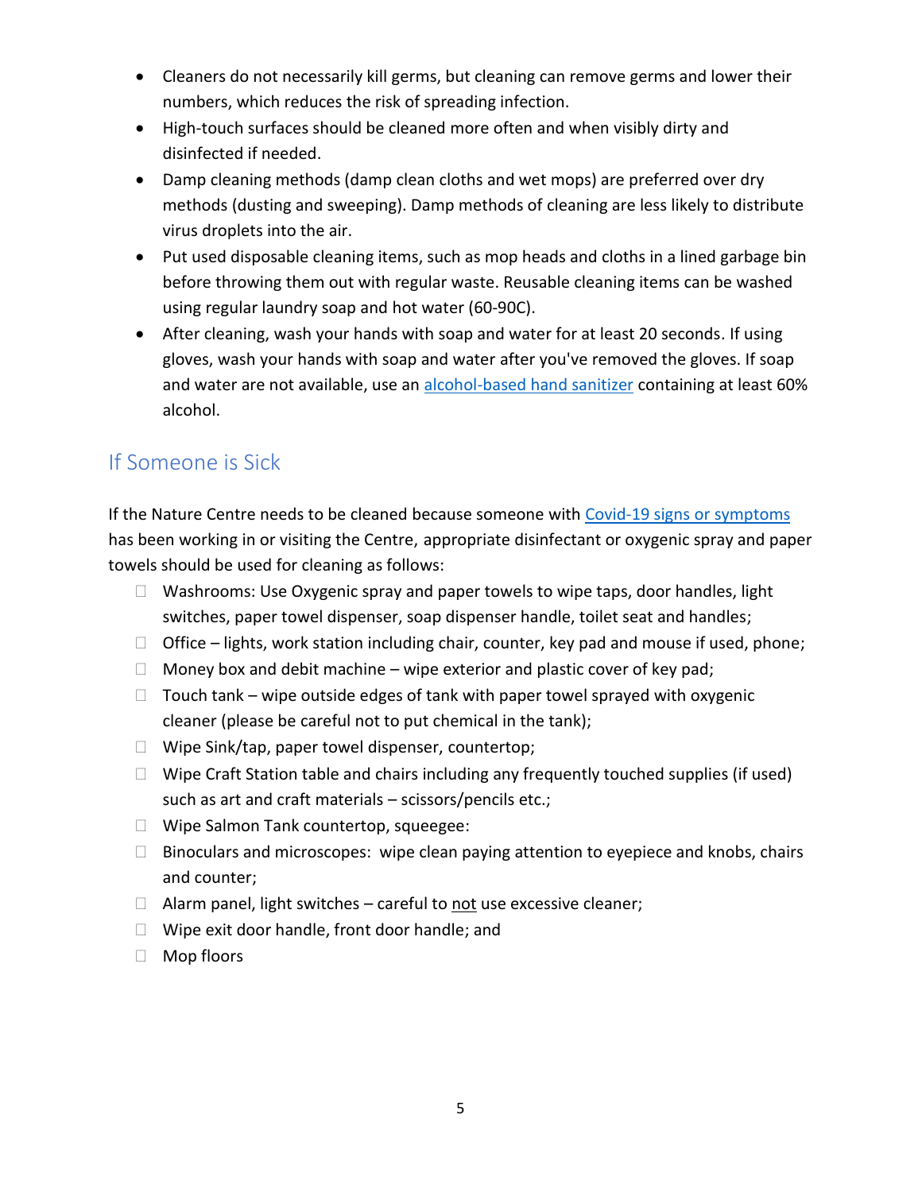- Cleaners do not necessarily kill germs, but cleaning can remove germs and lower their numbers, which reduces the risk of spreading infection.
- High-touch surfaces should be cleaned more often and when visibly dirty and disinfected if needed.
- Damp cleaning methods (damp clean cloths and wet mops) are preferred over dry methods (dusting and sweeping). Damp methods of cleaning are less likely to distribute virus droplets into the air.
- Put used disposable cleaning items, such as mop heads and cloths in a lined garbage bin before throwing them out with regular waste. Reusable cleaning items can be washed using regular laundry soap and hot water (60-90C).
- After cleaning, wash your hands with soap and water for at least 20 seconds. If using gloves, wash your hands with soap and water after you've removed the gloves. If soap and water are not available, use an alcohol-based hand sanitizer containing at least 60% alcohol.

## If Someone is Sick

If the Nature Centre needs to be cleaned because someone with Covid-19 signs or symptoms has been working in or visiting the Centre, appropriate disinfectant or oxygenic spray and paper towels should be used for cleaning as follows:

- Washrooms: Use Oxygenic spray and paper towels to wipe taps, door handles, light switches, paper towel dispenser, soap dispenser handle, toilet seat and handles;
- Office – lights, work station including chair, counter, key pad and mouse if used, phone;
- Money box and debit machine – wipe exterior and plastic cover of key pad;
- Touch tank – wipe outside edges of tank with paper towel sprayed with oxygenic cleaner (please be careful not to put chemical in the tank);
- Wipe Sink/tap, paper towel dispenser, countertop;
- Wipe Craft Station table and chairs including any frequently touched supplies (if used) such as art and craft materials – scissors/pencils etc.;
- Wipe Salmon Tank countertop, squeegee:
- Binoculars and microscopes: wipe clean paying attention to eyepiece and knobs, chairs and counter;
- Alarm panel, light switches – careful to not use excessive cleaner;
- Wipe exit door handle, front door handle; and
- Mop floors